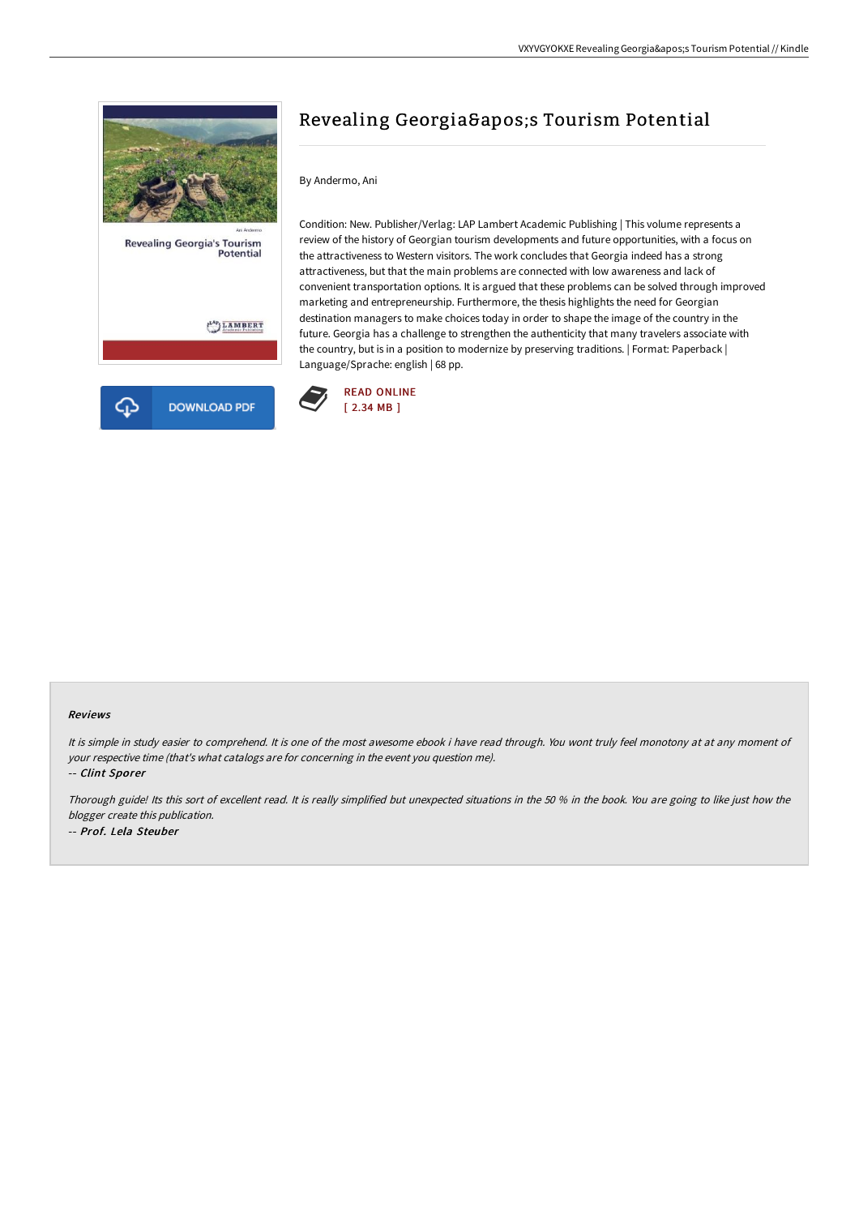# Revealing Georgia&apos;s Tourism Potential

By Andermo, Ani

Condition: New. Publisher/Verlag: LAP Lambert Academic Publishing | This volume represents a review of the history of Georgian tourism developments and future opportunities, with a focus on the attractiveness to Western visitors. The work concludes that Georgia indeed has a strong attractiveness, but that the main problems are connected with low awareness and lack of convenient transportation options. It is argued that these problems can be solved through improved marketing and entrepreneurship. Furthermore, the thesis highlights the need for Georgian destination managers to make choices today in order to shape the image of the country in the future. Georgia has a challenge to strengthen the authenticity that many travelers associate with the country, but is in a position to modernize by preserving traditions. | Format: Paperback | Language/Sprache: english | 68 pp.

DOWNLOAD PDF

READ ONLINE
[ 2.34 MB ]

#### Reviews

*It is simple in study easier to comprehend. It is one of the most awesome ebook i have read through. You wont truly feel monotony at at any moment of your respective time (that's what catalogs are for concerning in the event you question me).*

*-- Clint Sporer*

*Thorough guide! Its this sort of excellent read. It is really simplified but unexpected situations in the 50 % in the book. You are going to like just how the blogger create this publication.*

*-- Prof. Lela Steuber*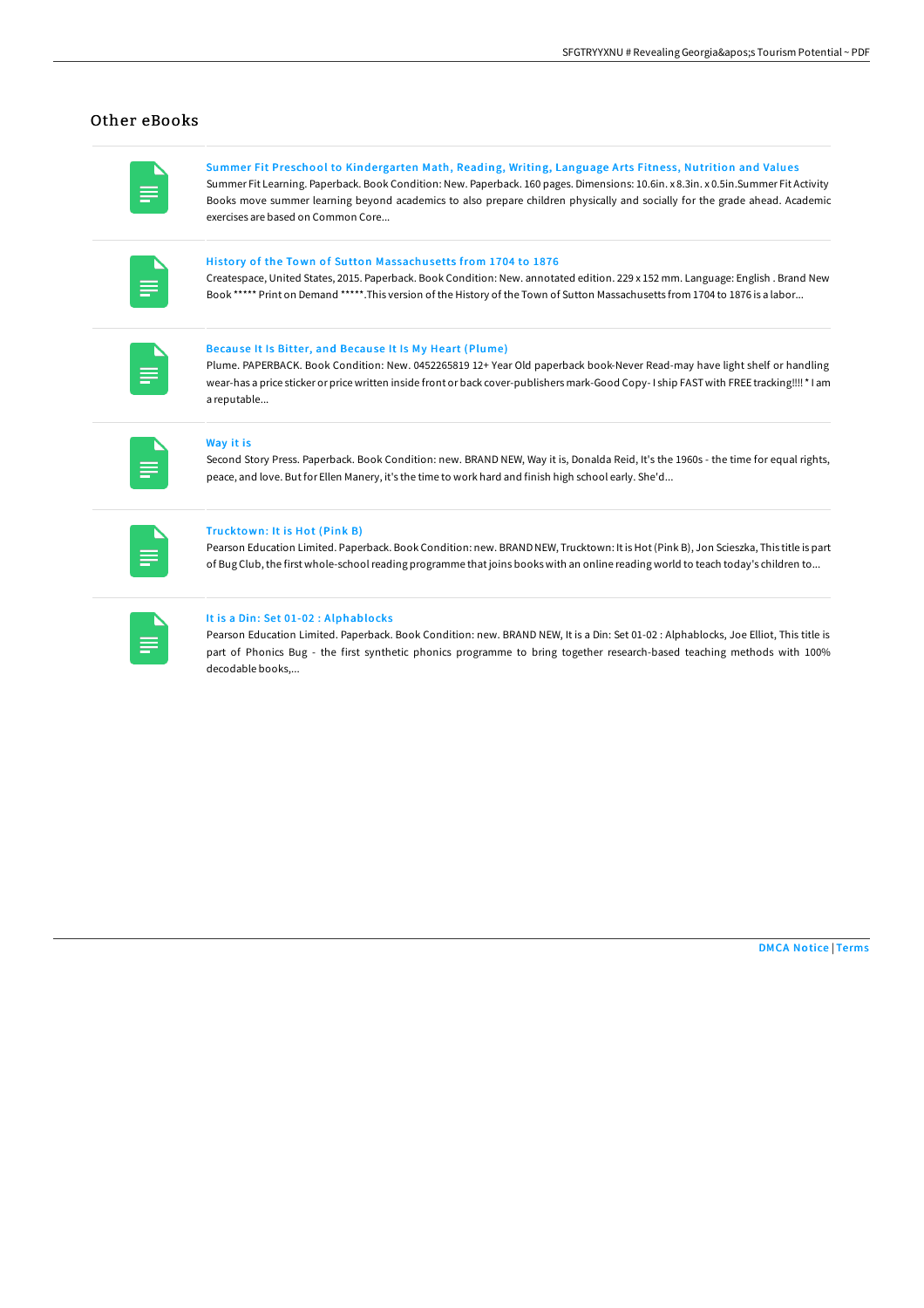## Other eBooks

### Summer Fit Preschool to Kindergarten Math, Reading, Writing, Language Arts Fitness, Nutrition and Values

Summer Fit Learning. Paperback. Book Condition: New. Paperback. 160 pages. Dimensions: 10.6in. x 8.3in. x 0.5in.Summer Fit Activity Books move summer learning beyond academics to also prepare children physically and socially for the grade ahead. Academic exercises are based on Common Core...

### History of the Town of Sutton Massachusetts from 1704 to 1876

Createspace, United States, 2015. Paperback. Book Condition: New. annotated edition. 229 x 152 mm. Language: English . Brand New Book ***** Print on Demand *****.This version of the History of the Town of Sutton Massachusetts from 1704 to 1876 is a labor...

### Because It Is Bitter, and Because It Is My Heart (Plume)

Plume. PAPERBACK. Book Condition: New. 0452265819 12+ Year Old paperback book-Never Read-may have light shelf or handling wear-has a price sticker or price written inside front or back cover-publishers mark-Good Copy- I ship FAST with FREE tracking!!!! * I am a reputable...

### Way it is

Second Story Press. Paperback. Book Condition: new. BRAND NEW, Way it is, Donalda Reid, It's the 1960s - the time for equal rights, peace, and love. But for Ellen Manery, it's the time to work hard and finish high school early. She'd...

### Trucktown: It is Hot (Pink B)

Pearson Education Limited. Paperback. Book Condition: new. BRAND NEW, Trucktown: It is Hot (Pink B), Jon Scieszka, This title is part of Bug Club, the first whole-school reading programme that joins books with an online reading world to teach today's children to...

### It is a Din: Set 01-02 : Alphablocks

Pearson Education Limited. Paperback. Book Condition: new. BRAND NEW, It is a Din: Set 01-02 : Alphablocks, Joe Elliot, This title is part of Phonics Bug - the first synthetic phonics programme to bring together research-based teaching methods with 100% decodable books,...